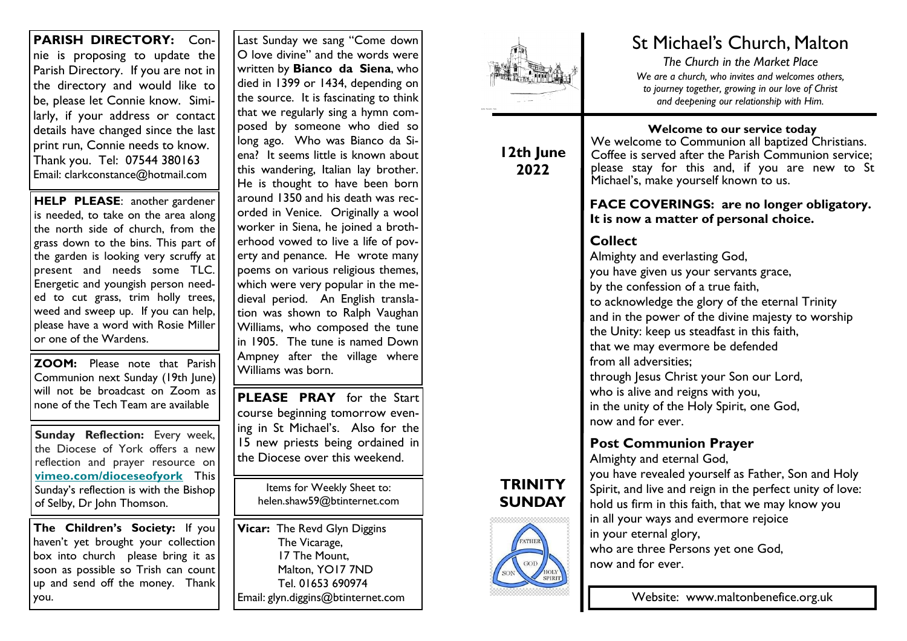# St Michael's Church, Malton

*The Church in the Market Place*

*We are a church, who invites and welcomes others, to journey together, growing in our love of Christ and deepening our relationship with Him.*

**12th June 2022**

**TRINITY SUNDAY**

### Welcome to our service today

We welcome to Communion all baptized Christians. Coffee is served after the Parish Communion service; please stay for this and, if you are new to St Michael's, make yourself known to us.

**FACE COVERINGS: are no longer obligatory. It is now a matter of personal choice.**

## Collect

Almighty and everlasting God,
you have given us your servants grace,
by the confession of a true faith,
to acknowledge the glory of the eternal Trinity
and in the power of the divine majesty to worship
the Unity: keep us steadfast in this faith,
that we may evermore be defended
from all adversities;
through Jesus Christ your Son our Lord,
who is alive and reigns with you,
in the unity of the Holy Spirit, one God,
now and for ever.

## Post Communion Prayer

Almighty and eternal God,
you have revealed yourself as Father, Son and Holy Spirit, and live and reign in the perfect unity of love:
hold us firm in this faith, that we may know you
in all your ways and evermore rejoice
in your eternal glory,
who are three Persons yet one God,
now and for ever.

Website: www.maltonbenefice.org.uk

---

**PARISH DIRECTORY:** Connie is proposing to update the Parish Directory. If you are not in the directory and would like to be, please let Connie know. Similarly, if your address or contact details have changed since the last print run, Connie needs to know. Thank you. Tel: 07544 380163
Email: clarkconstance@hotmail.com

**HELP PLEASE**: another gardener is needed, to take on the area along the north side of church, from the grass down to the bins. This part of the garden is looking very scruffy at present and needs some TLC. Energetic and youngish person needed to cut grass, trim holly trees, weed and sweep up. If you can help, please have a word with Rosie Miller or one of the Wardens.

**ZOOM:** Please note that Parish Communion next Sunday (19th June) will not be broadcast on Zoom as none of the Tech Team are available

**Sunday Reflection:** Every week, the Diocese of York offers a new reflection and prayer resource on **vimeo.com/dioceseofyork** This Sunday's reflection is with the Bishop of Selby, Dr John Thomson.

**The Children's Society:** If you haven't yet brought your collection box into church please bring it as soon as possible so Trish can count up and send off the money. Thank you.

Last Sunday we sang "Come down O love divine" and the words were written by **Bianco da Siena**, who died in 1399 or 1434, depending on the source. It is fascinating to think that we regularly sing a hymn composed by someone who died so long ago. Who was Bianco da Siena? It seems little is known about this wandering, Italian lay brother. He is thought to have been born around 1350 and his death was recorded in Venice. Originally a wool worker in Siena, he joined a brotherhood vowed to live a life of poverty and penance. He wrote many poems on various religious themes, which were very popular in the medieval period. An English translation was shown to Ralph Vaughan Williams, who composed the tune in 1905. The tune is named Down Ampney after the village where Williams was born.

**PLEASE PRAY** for the Start course beginning tomorrow evening in St Michael's. Also for the 15 new priests being ordained in the Diocese over this weekend.

Items for Weekly Sheet to:
helen.shaw59@btinternet.com

**Vicar:** The Revd Glyn Diggins
The Vicarage,
17 The Mount,
Malton, YO17 7ND
Tel. 01653 690974
Email: glyn.diggins@btinternet.com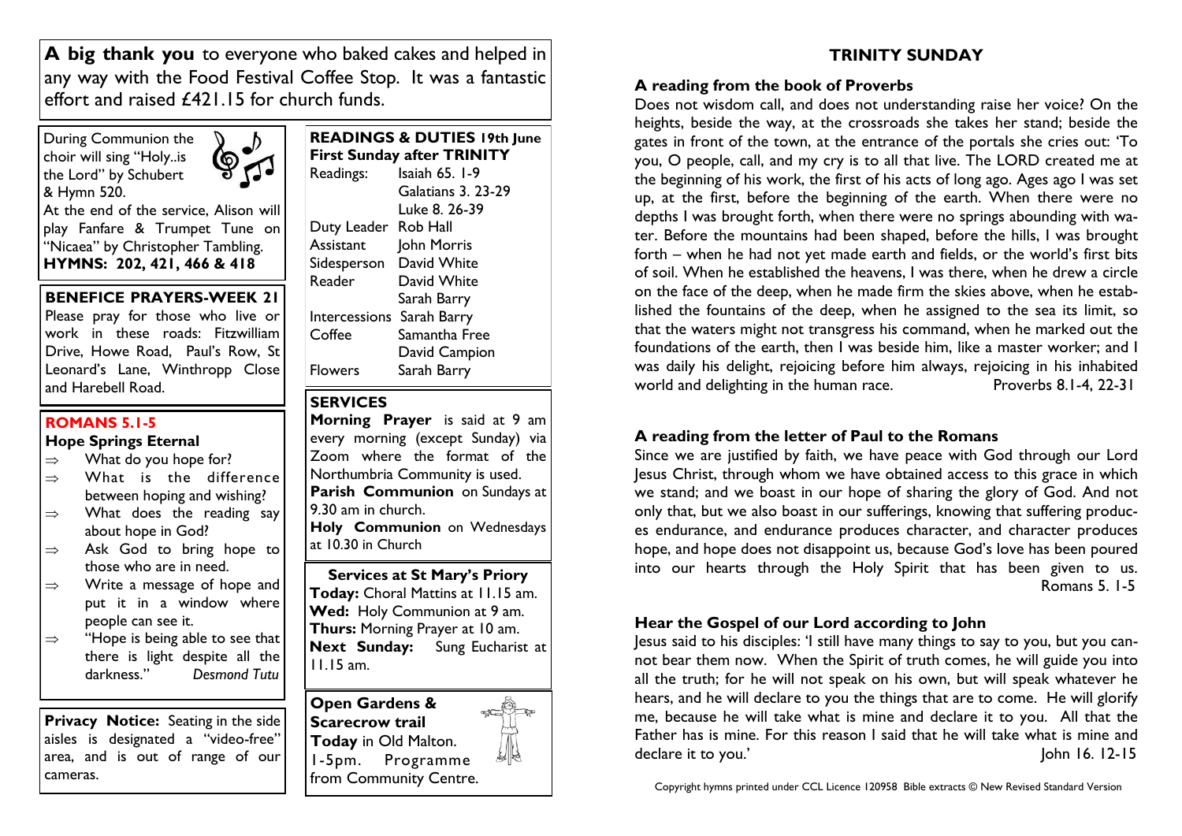**A big thank you** to everyone who baked cakes and helped in any way with the Food Festival Coffee Stop. It was a fantastic effort and raised £421.15 for church funds.

During Communion the choir will sing "Holy..is the Lord" by Schubert & Hymn 520.

At the end of the service, Alison will play Fanfare & Trumpet Tune on "Nicaea" by Christopher Tambling.

**HYMNS: 202, 421, 466 & 418**

**BENEFICE PRAYERS-WEEK 21**

Please pray for those who live or work in these roads: Fitzwilliam Drive, Howe Road, Paul's Row, St Leonard's Lane, Winthropp Close and Harebell Road.

**ROMANS 5.1-5**

**Hope Springs Eternal**

- ⇒ What do you hope for?
- ⇒ What is the difference between hoping and wishing?
- ⇒ What does the reading say about hope in God?
- ⇒ Ask God to bring hope to those who are in need.
- ⇒ Write a message of hope and put it in a window where people can see it.
- ⇒ "Hope is being able to see that there is light despite all the darkness." *Desmond Tutu*

**Privacy Notice:** Seating in the side aisles is designated a "video-free" area, and is out of range of our cameras.

**READINGS & DUTIES 19th June**
**First Sunday after TRINITY**

| | |
|---|---|
| Readings: | Isaiah 65. 1-9 |
| | Galatians 3. 23-29 |
| | Luke 8. 26-39 |
| Duty Leader | Rob Hall |
| Assistant | John Morris |
| Sidesperson | David White |
| Reader | David White |
| | Sarah Barry |
| Intercessions | Sarah Barry |
| Coffee | Samantha Free |
| | David Campion |
| Flowers | Sarah Barry |

**SERVICES**

**Morning Prayer** is said at 9 am every morning (except Sunday) via Zoom where the format of the Northumbria Community is used.

**Parish Communion** on Sundays at 9.30 am in church.

**Holy Communion** on Wednesdays at 10.30 in Church

**Services at St Mary's Priory**

**Today:** Choral Mattins at 11.15 am.
**Wed:** Holy Communion at 9 am.
**Thurs:** Morning Prayer at 10 am.
**Next Sunday:** Sung Eucharist at 11.15 am.

**Open Gardens & Scarecrow trail**
**Today** in Old Malton.
1-5pm. Programme from Community Centre.

## TRINITY SUNDAY

### A reading from the book of Proverbs

Does not wisdom call, and does not understanding raise her voice? On the heights, beside the way, at the crossroads she takes her stand; beside the gates in front of the town, at the entrance of the portals she cries out: 'To you, O people, call, and my cry is to all that live. The LORD created me at the beginning of his work, the first of his acts of long ago. Ages ago I was set up, at the first, before the beginning of the earth. When there were no depths I was brought forth, when there were no springs abounding with water. Before the mountains had been shaped, before the hills, I was brought forth – when he had not yet made earth and fields, or the world's first bits of soil. When he established the heavens, I was there, when he drew a circle on the face of the deep, when he made firm the skies above, when he established the fountains of the deep, when he assigned to the sea its limit, so that the waters might not transgress his command, when he marked out the foundations of the earth, then I was beside him, like a master worker; and I was daily his delight, rejoicing before him always, rejoicing in his inhabited world and delighting in the human race. Proverbs 8.1-4, 22-31

### A reading from the letter of Paul to the Romans

Since we are justified by faith, we have peace with God through our Lord Jesus Christ, through whom we have obtained access to this grace in which we stand; and we boast in our hope of sharing the glory of God. And not only that, but we also boast in our sufferings, knowing that suffering produces endurance, and endurance produces character, and character produces hope, and hope does not disappoint us, because God's love has been poured into our hearts through the Holy Spirit that has been given to us. Romans 5. 1-5

### Hear the Gospel of our Lord according to John

Jesus said to his disciples: 'I still have many things to say to you, but you cannot bear them now. When the Spirit of truth comes, he will guide you into all the truth; for he will not speak on his own, but will speak whatever he hears, and he will declare to you the things that are to come. He will glorify me, because he will take what is mine and declare it to you. All that the Father has is mine. For this reason I said that he will take what is mine and declare it to you.' John 16. 12-15

Copyright hymns printed under CCL Licence 120958 Bible extracts © New Revised Standard Version